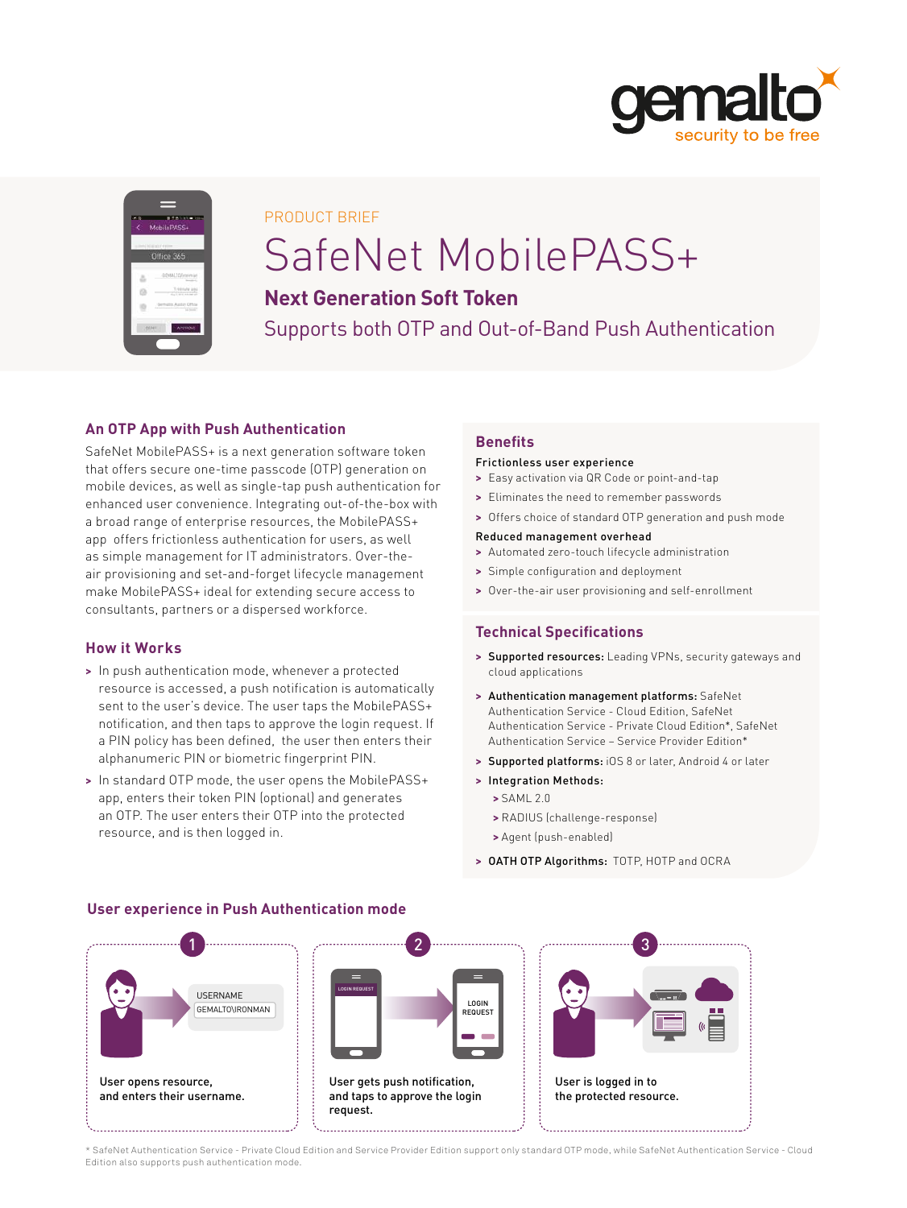PRODUCT BRIEF

# SafeNet MobilePASS+

## Next Generation Soft Token

Supports both OTP and Out-of-Band Push Authentication

### An OTP App with Push Authentication

SafeNet MobilePASS+ is a next generation software token that offers secure one-time passcode (OTP) generation on mobile devices, as well as single-tap push authentication for enhanced user convenience. Integrating out-of-the-box with a broad range of enterprise resources, the MobilePASS+ app offers frictionless authentication for users, as well as simple management for IT administrators. Over-the-air provisioning and set-and-forget lifecycle management make MobilePASS+ ideal for extending secure access to consultants, partners or a dispersed workforce.

### How it Works

- In push authentication mode, whenever a protected resource is accessed, a push notification is automatically sent to the user's device. The user taps the MobilePASS+ notification, and then taps to approve the login request. If a PIN policy has been defined, the user then enters their alphanumeric PIN or biometric fingerprint PIN.
- In standard OTP mode, the user opens the MobilePASS+ app, enters their token PIN (optional) and generates an OTP. The user enters their OTP into the protected resource, and is then logged in.

### Benefits

**Frictionless user experience**

- Easy activation via QR Code or point-and-tap
- Eliminates the need to remember passwords
- Offers choice of standard OTP generation and push mode

**Reduced management overhead**

- Automated zero-touch lifecycle administration
- Simple configuration and deployment
- Over-the-air user provisioning and self-enrollment

### Technical Specifications

- **Supported resources:** Leading VPNs, security gateways and cloud applications
- **Authentication management platforms:** SafeNet Authentication Service - Cloud Edition, SafeNet Authentication Service - Private Cloud Edition*, SafeNet Authentication Service – Service Provider Edition*
- **Supported platforms:** iOS 8 or later, Android 4 or later
- **Integration Methods:**
  - SAML 2.0
  - RADIUS (challenge-response)
  - Agent (push-enabled)
- **OATH OTP Algorithms:** TOTP, HOTP and OCRA

### User experience in Push Authentication mode

1. User opens resource, and enters their username.
2. User gets push notification, and taps to approve the login request.
3. User is logged in to the protected resource.

\* SafeNet Authentication Service - Private Cloud Edition and Service Provider Edition support only standard OTP mode, while SafeNet Authentication Service - Cloud Edition also supports push authentication mode.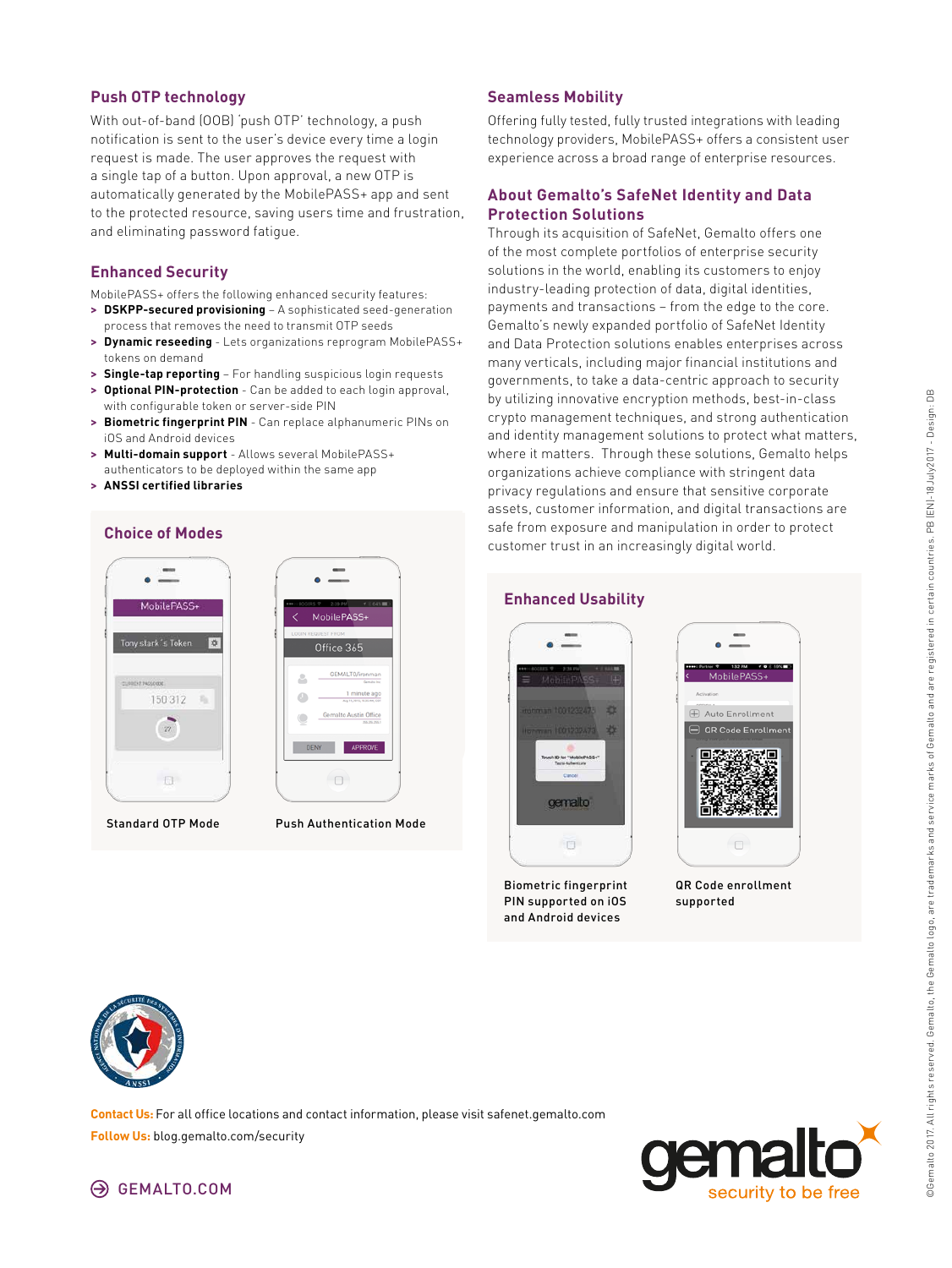## Push OTP technology

With out-of-band (OOB) 'push OTP' technology, a push notification is sent to the user's device every time a login request is made. The user approves the request with a single tap of a button. Upon approval, a new OTP is automatically generated by the MobilePASS+ app and sent to the protected resource, saving users time and frustration, and eliminating password fatigue.

## Enhanced Security

MobilePASS+ offers the following enhanced security features:

- **DSKPP-secured provisioning** – A sophisticated seed-generation process that removes the need to transmit OTP seeds
- **Dynamic reseeding** - Lets organizations reprogram MobilePASS+ tokens on demand
- **Single-tap reporting** – For handling suspicious login requests
- **Optional PIN-protection** - Can be added to each login approval, with configurable token or server-side PIN
- **Biometric fingerprint PIN** - Can replace alphanumeric PINs on iOS and Android devices
- **Multi-domain support** - Allows several MobilePASS+ authenticators to be deployed within the same app
- **ANSSI certified libraries**

## Choice of Modes

Standard OTP Mode

Push Authentication Mode

## Seamless Mobility

Offering fully tested, fully trusted integrations with leading technology providers, MobilePASS+ offers a consistent user experience across a broad range of enterprise resources.

## About Gemalto's SafeNet Identity and Data Protection Solutions

Through its acquisition of SafeNet, Gemalto offers one of the most complete portfolios of enterprise security solutions in the world, enabling its customers to enjoy industry-leading protection of data, digital identities, payments and transactions – from the edge to the core. Gemalto's newly expanded portfolio of SafeNet Identity and Data Protection solutions enables enterprises across many verticals, including major financial institutions and governments, to take a data-centric approach to security by utilizing innovative encryption methods, best-in-class crypto management techniques, and strong authentication and identity management solutions to protect what matters, where it matters. Through these solutions, Gemalto helps organizations achieve compliance with stringent data privacy regulations and ensure that sensitive corporate assets, customer information, and digital transactions are safe from exposure and manipulation in order to protect customer trust in an increasingly digital world.

## Enhanced Usability

Biometric fingerprint PIN supported on iOS and Android devices

QR Code enrollment supported

**Contact Us:** For all office locations and contact information, please visit safenet.gemalto.com

**Follow Us:** blog.gemalto.com/security

GEMALTO.COM

gemalto
security to be free

©Gemalto 2017. All rights reserved. Gemalto, the Gemalto logo, are trademarks and service marks of Gemalto and are registered in certain countries. PB (EN)-18July2017 - Design: DB